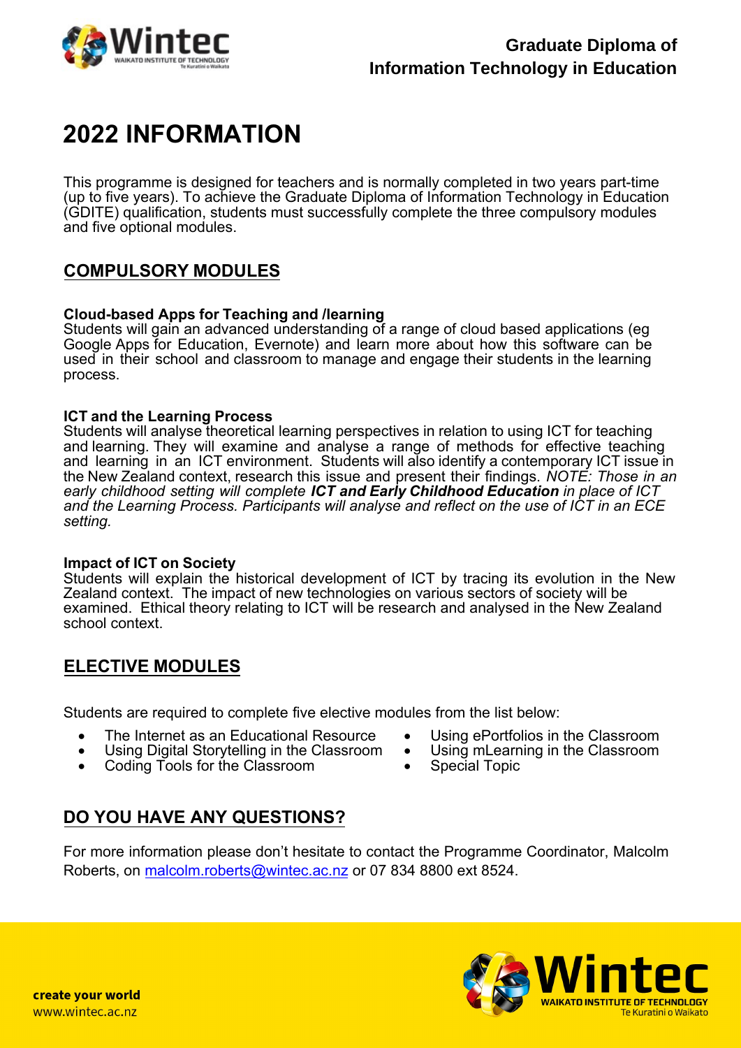**Graduate Diploma of Information Technology in Education**

# 2022 INFORMATION

This programme is designed for teachers and is normally completed in two years part-time (up to five years). To achieve the Graduate Diploma of Information Technology in Education (GDITE) qualification, students must successfully complete the three compulsory modules and five optional modules.

## COMPULSORY MODULES

**Cloud-based Apps for Teaching and /learning**
Students will gain an advanced understanding of a range of cloud based applications (eg Google Apps for Education, Evernote) and learn more about how this software can be used in their school and classroom to manage and engage their students in the learning process.

**ICT and the Learning Process**
Students will analyse theoretical learning perspectives in relation to using ICT for teaching and learning. They will examine and analyse a range of methods for effective teaching and learning in an ICT environment. Students will also identify a contemporary ICT issue in the New Zealand context, research this issue and present their findings. *NOTE: Those in an early childhood setting will complete **ICT and Early Childhood Education** in place of ICT and the Learning Process. Participants will analyse and reflect on the use of ICT in an ECE setting.*

**Impact of ICT on Society**
Students will explain the historical development of ICT by tracing its evolution in the New Zealand context. The impact of new technologies on various sectors of society will be examined. Ethical theory relating to ICT will be research and analysed in the New Zealand school context.

## ELECTIVE MODULES

Students are required to complete five elective modules from the list below:

- The Internet as an Educational Resource
- Using Digital Storytelling in the Classroom
- Coding Tools for the Classroom
- Using ePortfolios in the Classroom
- Using mLearning in the Classroom
- Special Topic

## DO YOU HAVE ANY QUESTIONS?

For more information please don't hesitate to contact the Programme Coordinator, Malcolm Roberts, on malcolm.roberts@wintec.ac.nz or 07 834 8800 ext 8524.

create your world
www.wintec.ac.nz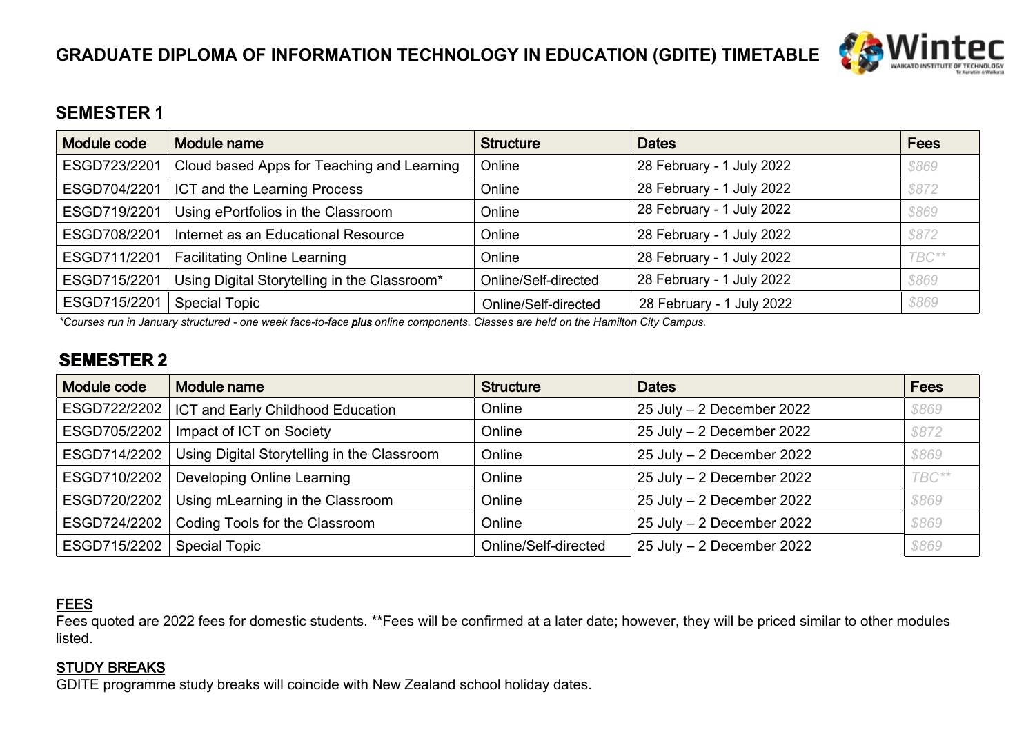# GRADUATE DIPLOMA OF INFORMATION TECHNOLOGY IN EDUCATION (GDITE) TIMETABLE

## SEMESTER 1

| Module code | Module name | Structure | Dates | Fees |
|---|---|---|---|---|
| ESGD723/2201 | Cloud based Apps for Teaching and Learning | Online | 28 February - 1 July 2022 | $869 |
| ESGD704/2201 | ICT and the Learning Process | Online | 28 February - 1 July 2022 | $872 |
| ESGD719/2201 | Using ePortfolios in the Classroom | Online | 28 February - 1 July 2022 | $869 |
| ESGD708/2201 | Internet as an Educational Resource | Online | 28 February - 1 July 2022 | $872 |
| ESGD711/2201 | Facilitating Online Learning | Online | 28 February - 1 July 2022 | TBC** |
| ESGD715/2201 | Using Digital Storytelling in the Classroom* | Online/Self-directed | 28 February - 1 July 2022 | $869 |
| ESGD715/2201 | Special Topic | Online/Self-directed | 28 February - 1 July 2022 | $869 |

*\*Courses run in January structured - one week face-to-face **plus** online components. Classes are held on the Hamilton City Campus.*

## SEMESTER 2

| Module code | Module name | Structure | Dates | Fees |
|---|---|---|---|---|
| ESGD722/2202 | ICT and Early Childhood Education | Online | 25 July – 2 December 2022 | $869 |
| ESGD705/2202 | Impact of ICT on Society | Online | 25 July – 2 December 2022 | $872 |
| ESGD714/2202 | Using Digital Storytelling in the Classroom | Online | 25 July – 2 December 2022 | $869 |
| ESGD710/2202 | Developing Online Learning | Online | 25 July – 2 December 2022 | TBC** |
| ESGD720/2202 | Using mLearning in the Classroom | Online | 25 July – 2 December 2022 | $869 |
| ESGD724/2202 | Coding Tools for the Classroom | Online | 25 July – 2 December 2022 | $869 |
| ESGD715/2202 | Special Topic | Online/Self-directed | 25 July – 2 December 2022 | $869 |

**FEES**

Fees quoted are 2022 fees for domestic students. **Fees will be confirmed at a later date; however, they will be priced similar to other modules listed.

**STUDY BREAKS**

GDITE programme study breaks will coincide with New Zealand school holiday dates.